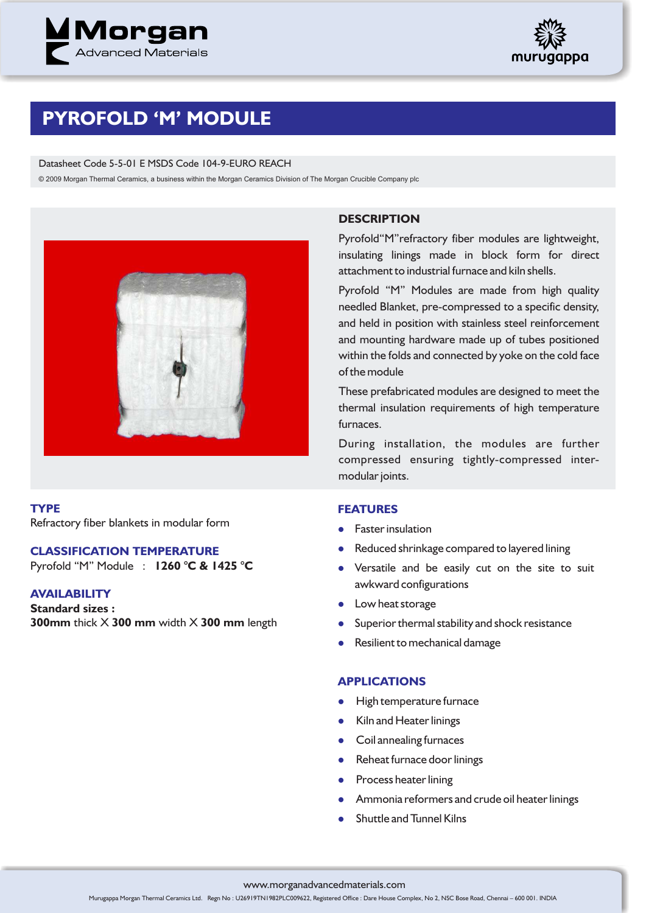# PYROFOLD 'M' MODULE

Datasheet Code 5-5-01 E MSDS Code 104-9-EURO REACH

© 2009 Morgan Thermal Ceramics, a business within the Morgan Ceramics Division of The Morgan Crucible Company plc

## DESCRIPTION

Pyrofold"M"refractory fiber modules are lightweight, insulating linings made in block form for direct attachment to industrial furnace and kiln shells.

Pyrofold "M" Modules are made from high quality needled Blanket, pre-compressed to a specific density, and held in position with stainless steel reinforcement and mounting hardware made up of tubes positioned within the folds and connected by yoke on the cold face of the module

These prefabricated modules are designed to meet the thermal insulation requirements of high temperature furnaces.

During installation, the modules are further compressed ensuring tightly-compressed inter-modular joints.

## TYPE

Refractory fiber blankets in modular form

## CLASSIFICATION TEMPERATURE

Pyrofold "M" Module : **1260 °C & 1425 °C**

## AVAILABILITY

**Standard sizes :**

**300mm** thick X **300 mm** width X **300 mm** length

## FEATURES

- Faster insulation
- Reduced shrinkage compared to layered lining
- Versatile and be easily cut on the site to suit awkward configurations
- Low heat storage
- Superior thermal stability and shock resistance
- Resilient to mechanical damage

## APPLICATIONS

- High temperature furnace
- Kiln and Heater linings
- Coil annealing furnaces
- Reheat furnace door linings
- Process heater lining
- Ammonia reformers and crude oil heater linings
- Shuttle and Tunnel Kilns

www.morganadvancedmaterials.com

Murugappa Morgan Thermal Ceramics Ltd. Regn No : U26919TN1982PLC009622, Registered Office : Dare House Complex, No 2, NSC Bose Road, Chennai – 600 001. INDIA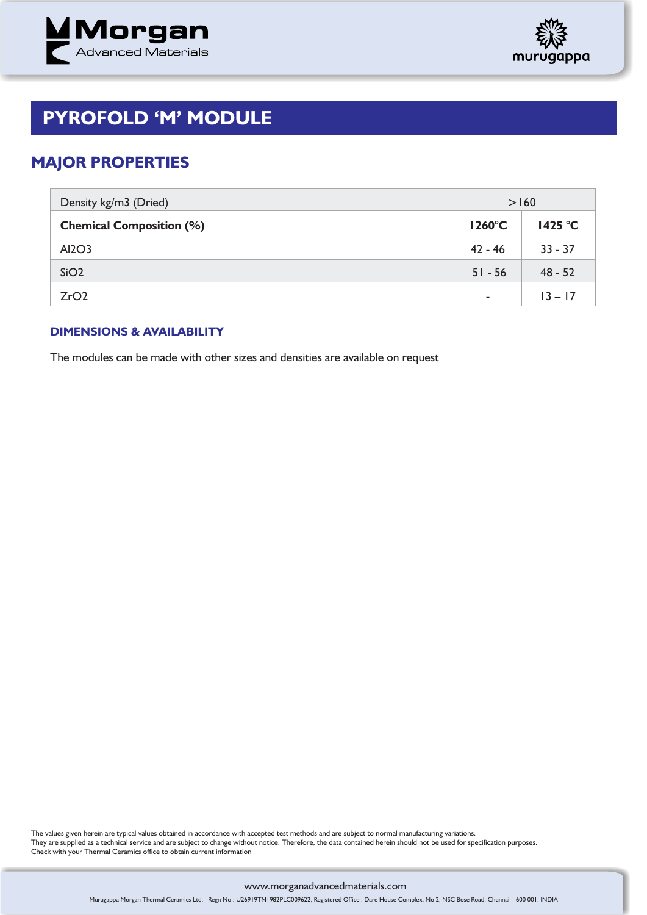# PYROFOLD 'M' MODULE

## MAJOR PROPERTIES

| | | |
|---|---|---|
| Density kg/m3 (Dried) | >160 | |
| **Chemical Composition (%)** | **1260°C** | **1425 °C** |
| $Al_2O_3$ | 42 - 46 | 33 - 37 |
| $SiO_2$ | 51 - 56 | 48 - 52 |
| $ZrO_2$ | - | 13 – 17 |

### DIMENSIONS & AVAILABILITY

The modules can be made with other sizes and densities are available on request

The values given herein are typical values obtained in accordance with accepted test methods and are subject to normal manufacturing variations.
They are supplied as a technical service and are subject to change without notice. Therefore, the data contained herein should not be used for specification purposes.
Check with your Thermal Ceramics office to obtain current information